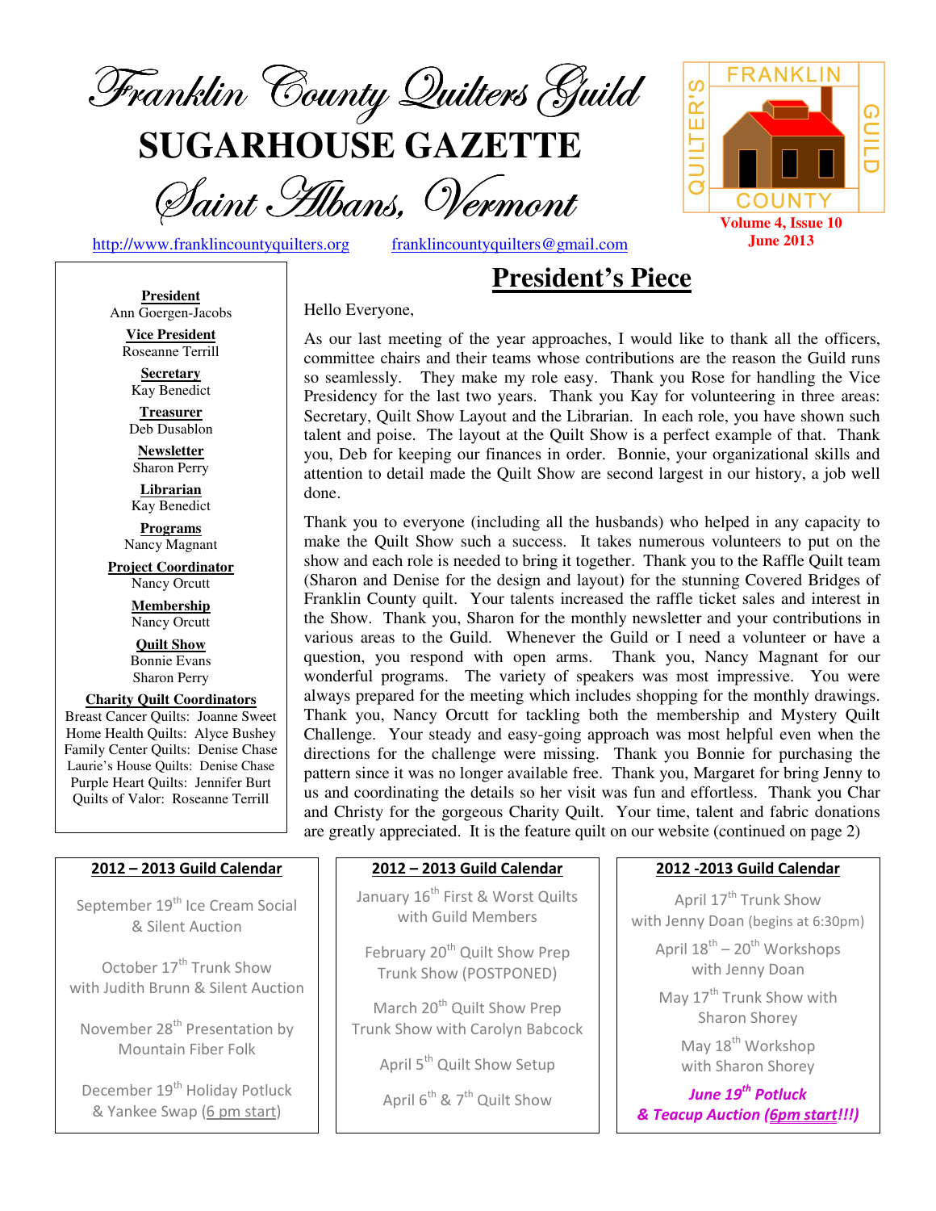# Franklin County Quilters Guild

# SUGARHOUSE GAZETTE

## Saint Albans, Vermont

http://www.franklincountyquilters.org franklincountyquilters@gmail.com

FRANKLIN COUNTY QUILTER'S GUILD

**Volume 4, Issue 10**
**June 2013**

**President**
Ann Goergen-Jacobs

**Vice President**
Roseanne Terrill

**Secretary**
Kay Benedict

**Treasurer**
Deb Dusablon

**Newsletter**
Sharon Perry

**Librarian**
Kay Benedict

**Programs**
Nancy Magnant

**Project Coordinator**
Nancy Orcutt

**Membership**
Nancy Orcutt

**Quilt Show**
Bonnie Evans
Sharon Perry

**Charity Quilt Coordinators**
Breast Cancer Quilts: Joanne Sweet
Home Health Quilts: Alyce Bushey
Family Center Quilts: Denise Chase
Laurie's House Quilts: Denise Chase
Purple Heart Quilts: Jennifer Burt
Quilts of Valor: Roseanne Terrill

## President's Piece

Hello Everyone,

As our last meeting of the year approaches, I would like to thank all the officers, committee chairs and their teams whose contributions are the reason the Guild runs so seamlessly. They make my role easy. Thank you Rose for handling the Vice Presidency for the last two years. Thank you Kay for volunteering in three areas: Secretary, Quilt Show Layout and the Librarian. In each role, you have shown such talent and poise. The layout at the Quilt Show is a perfect example of that. Thank you, Deb for keeping our finances in order. Bonnie, your organizational skills and attention to detail made the Quilt Show are second largest in our history, a job well done.

Thank you to everyone (including all the husbands) who helped in any capacity to make the Quilt Show such a success. It takes numerous volunteers to put on the show and each role is needed to bring it together. Thank you to the Raffle Quilt team (Sharon and Denise for the design and layout) for the stunning Covered Bridges of Franklin County quilt. Your talents increased the raffle ticket sales and interest in the Show. Thank you, Sharon for the monthly newsletter and your contributions in various areas to the Guild. Whenever the Guild or I need a volunteer or have a question, you respond with open arms. Thank you, Nancy Magnant for our wonderful programs. The variety of speakers was most impressive. You were always prepared for the meeting which includes shopping for the monthly drawings. Thank you, Nancy Orcutt for tackling both the membership and Mystery Quilt Challenge. Your steady and easy-going approach was most helpful even when the directions for the challenge were missing. Thank you Bonnie for purchasing the pattern since it was no longer available free. Thank you, Margaret for bring Jenny to us and coordinating the details so her visit was fun and effortless. Thank you Char and Christy for the gorgeous Charity Quilt. Your time, talent and fabric donations are greatly appreciated. It is the feature quilt on our website (continued on page 2)

### 2012 – 2013 Guild Calendar

September 19th Ice Cream Social & Silent Auction

October 17th Trunk Show with Judith Brunn & Silent Auction

November 28th Presentation by Mountain Fiber Folk

December 19th Holiday Potluck & Yankee Swap (6 pm start)

January 16th First & Worst Quilts with Guild Members

February 20th Quilt Show Prep Trunk Show (POSTPONED)

March 20th Quilt Show Prep Trunk Show with Carolyn Babcock

April 5th Quilt Show Setup

April 6th & 7th Quilt Show

April 17th Trunk Show with Jenny Doan (begins at 6:30pm)

April 18th – 20th Workshops with Jenny Doan

May 17th Trunk Show with Sharon Shorey

May 18th Workshop with Sharon Shorey

***June 19th Potluck & Teacup Auction (6pm start!!!)***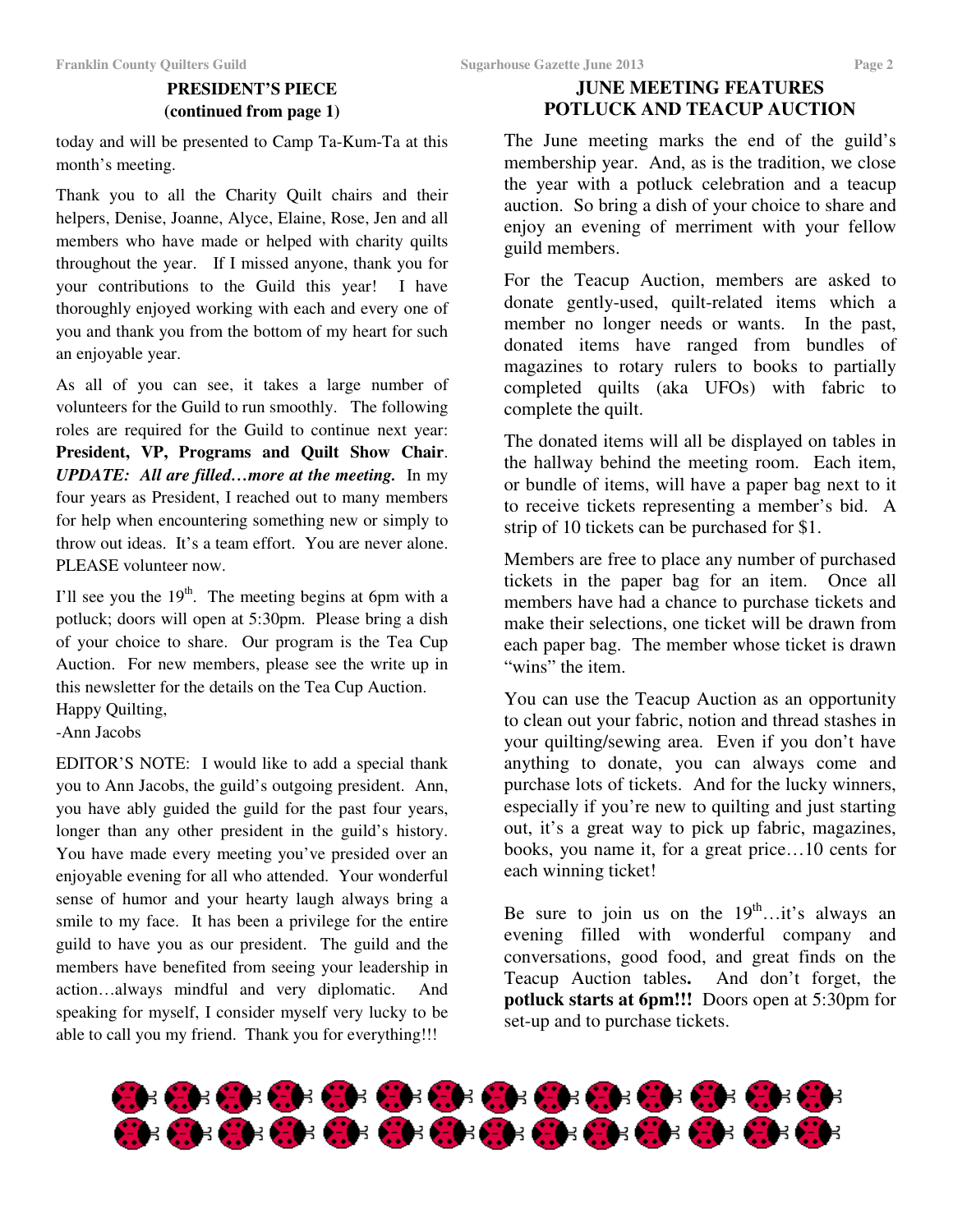## PRESIDENT'S PIECE
## (continued from page 1)

today and will be presented to Camp Ta-Kum-Ta at this month's meeting.

Thank you to all the Charity Quilt chairs and their helpers, Denise, Joanne, Alyce, Elaine, Rose, Jen and all members who have made or helped with charity quilts throughout the year. If I missed anyone, thank you for your contributions to the Guild this year! I have thoroughly enjoyed working with each and every one of you and thank you from the bottom of my heart for such an enjoyable year.

As all of you can see, it takes a large number of volunteers for the Guild to run smoothly. The following roles are required for the Guild to continue next year: **President, VP, Programs and Quilt Show Chair**. ***UPDATE: All are filled…more at the meeting.*** In my four years as President, I reached out to many members for help when encountering something new or simply to throw out ideas. It's a team effort. You are never alone. PLEASE volunteer now.

I'll see you the 19th. The meeting begins at 6pm with a potluck; doors will open at 5:30pm. Please bring a dish of your choice to share. Our program is the Tea Cup Auction. For new members, please see the write up in this newsletter for the details on the Tea Cup Auction.

Happy Quilting,
-Ann Jacobs

EDITOR'S NOTE: I would like to add a special thank you to Ann Jacobs, the guild's outgoing president. Ann, you have ably guided the guild for the past four years, longer than any other president in the guild's history. You have made every meeting you've presided over an enjoyable evening for all who attended. Your wonderful sense of humor and your hearty laugh always bring a smile to my face. It has been a privilege for the entire guild to have you as our president. The guild and the members have benefited from seeing your leadership in action…always mindful and very diplomatic. And speaking for myself, I consider myself very lucky to be able to call you my friend. Thank you for everything!!!

## JUNE MEETING FEATURES POTLUCK AND TEACUP AUCTION

The June meeting marks the end of the guild's membership year. And, as is the tradition, we close the year with a potluck celebration and a teacup auction. So bring a dish of your choice to share and enjoy an evening of merriment with your fellow guild members.

For the Teacup Auction, members are asked to donate gently-used, quilt-related items which a member no longer needs or wants. In the past, donated items have ranged from bundles of magazines to rotary rulers to books to partially completed quilts (aka UFOs) with fabric to complete the quilt.

The donated items will all be displayed on tables in the hallway behind the meeting room. Each item, or bundle of items, will have a paper bag next to it to receive tickets representing a member's bid. A strip of 10 tickets can be purchased for $1.

Members are free to place any number of purchased tickets in the paper bag for an item. Once all members have had a chance to purchase tickets and make their selections, one ticket will be drawn from each paper bag. The member whose ticket is drawn "wins" the item.

You can use the Teacup Auction as an opportunity to clean out your fabric, notion and thread stashes in your quilting/sewing area. Even if you don't have anything to donate, you can always come and purchase lots of tickets. And for the lucky winners, especially if you're new to quilting and just starting out, it's a great way to pick up fabric, magazines, books, you name it, for a great price…10 cents for each winning ticket!

Be sure to join us on the 19th…it's always an evening filled with wonderful company and conversations, good food, and great finds on the Teacup Auction tables**.** And don't forget, the **potluck starts at 6pm!!!** Doors open at 5:30pm for set-up and to purchase tickets.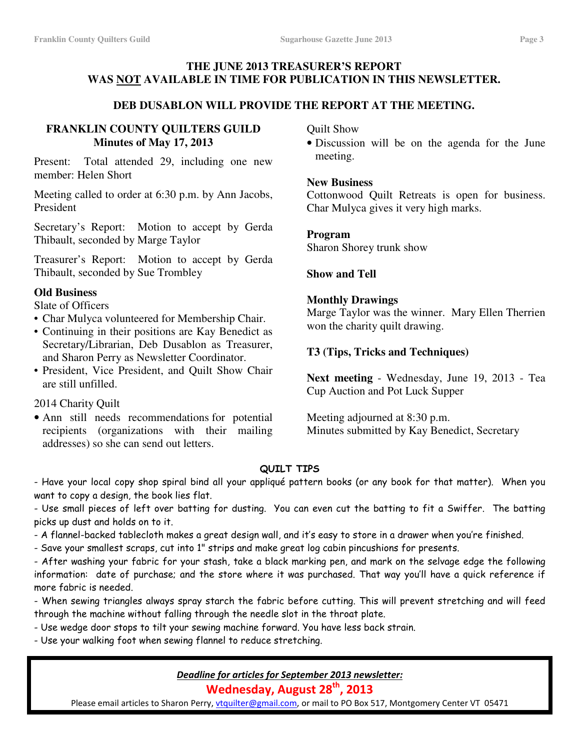**THE JUNE 2013 TREASURER'S REPORT WAS NOT AVAILABLE IN TIME FOR PUBLICATION IN THIS NEWSLETTER.**

**DEB DUSABLON WILL PROVIDE THE REPORT AT THE MEETING.**

## FRANKLIN COUNTY QUILTERS GUILD
### Minutes of May 17, 2013

Present: Total attended 29, including one new member: Helen Short

Meeting called to order at 6:30 p.m. by Ann Jacobs, President

Secretary's Report: Motion to accept by Gerda Thibault, seconded by Marge Taylor

Treasurer's Report: Motion to accept by Gerda Thibault, seconded by Sue Trombley

**Old Business**

Slate of Officers

- Char Mulyca volunteered for Membership Chair.
- Continuing in their positions are Kay Benedict as Secretary/Librarian, Deb Dusablon as Treasurer, and Sharon Perry as Newsletter Coordinator.
- President, Vice President, and Quilt Show Chair are still unfilled.

2014 Charity Quilt

- Ann still needs recommendations for potential recipients (organizations with their mailing addresses) so she can send out letters.

Quilt Show

- Discussion will be on the agenda for the June meeting.

**New Business**

Cottonwood Quilt Retreats is open for business. Char Mulyca gives it very high marks.

**Program**

Sharon Shorey trunk show

**Show and Tell**

**Monthly Drawings**

Marge Taylor was the winner. Mary Ellen Therrien won the charity quilt drawing.

**T3 (Tips, Tricks and Techniques)**

**Next meeting** - Wednesday, June 19, 2013 - Tea Cup Auction and Pot Luck Supper

Meeting adjourned at 8:30 p.m.
Minutes submitted by Kay Benedict, Secretary

## QUILT TIPS

- Have your local copy shop spiral bind all your appliqué pattern books (or any book for that matter). When you want to copy a design, the book lies flat.
- Use small pieces of left over batting for dusting. You can even cut the batting to fit a Swiffer. The batting picks up dust and holds on to it.
- A flannel-backed tablecloth makes a great design wall, and it's easy to store in a drawer when you're finished.
- Save your smallest scraps, cut into 1" strips and make great log cabin pincushions for presents.
- After washing your fabric for your stash, take a black marking pen, and mark on the selvage edge the following information: date of purchase; and the store where it was purchased. That way you'll have a quick reference if more fabric is needed.
- When sewing triangles always spray starch the fabric before cutting. This will prevent stretching and will feed through the machine without falling through the needle slot in the throat plate.
- Use wedge door stops to tilt your sewing machine forward. You have less back strain.
- Use your walking foot when sewing flannel to reduce stretching.

***Deadline for articles for September 2013 newsletter:***

**Wednesday, August 28th, 2013**

Please email articles to Sharon Perry, vtquilter@gmail.com, or mail to PO Box 517, Montgomery Center VT 05471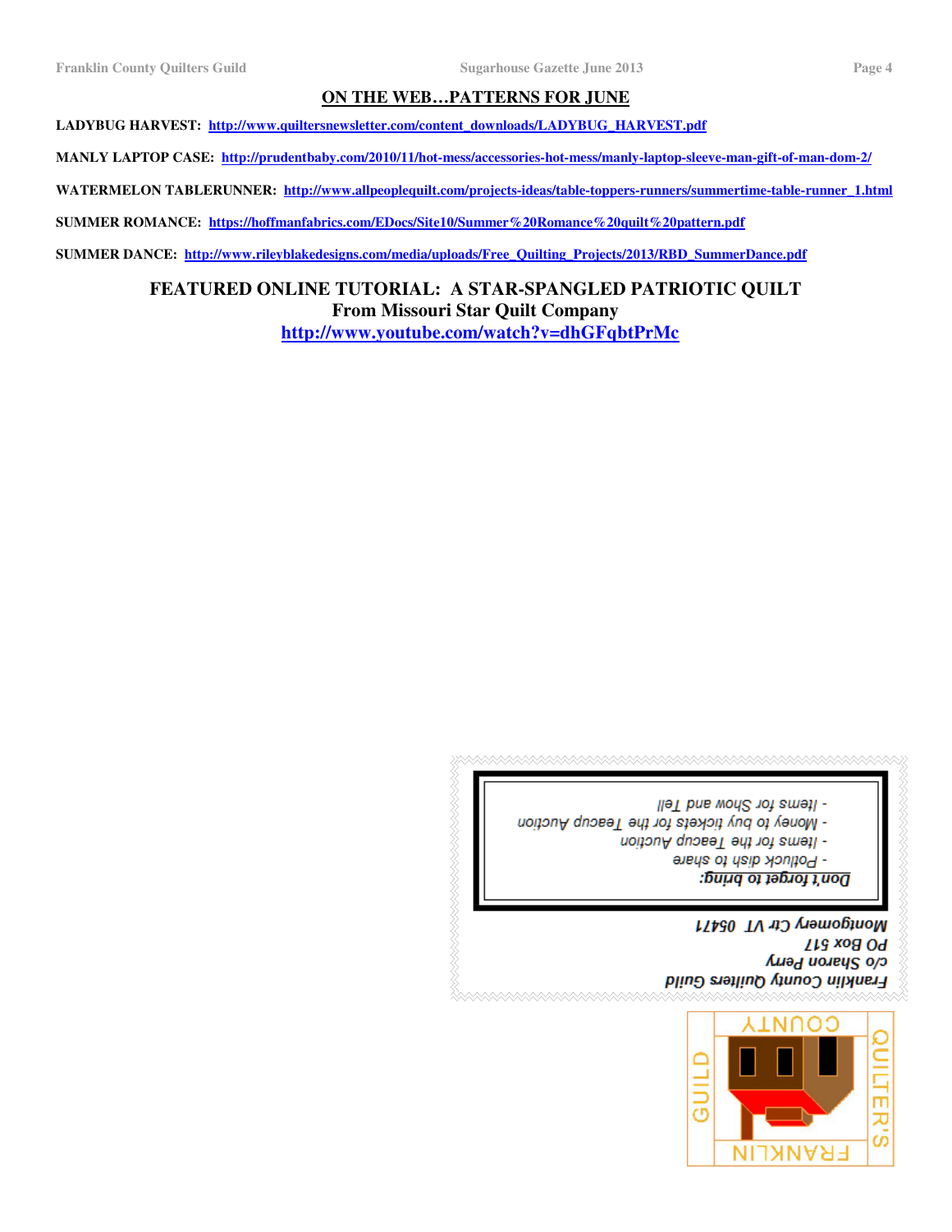## ON THE WEB…PATTERNS FOR JUNE

**LADYBUG HARVEST:** http://www.quiltersnewsletter.com/content_downloads/LADYBUG_HARVEST.pdf

**MANLY LAPTOP CASE:** http://prudentbaby.com/2010/11/hot-mess/accessories-hot-mess/manly-laptop-sleeve-man-gift-of-man-dom-2/

**WATERMELON TABLERUNNER:** http://www.allpeoplequilt.com/projects-ideas/table-toppers-runners/summertime-table-runner_1.html

**SUMMER ROMANCE:** https://hoffmanfabrics.com/EDocs/Site10/Summer%20Romance%20quilt%20pattern.pdf

**SUMMER DANCE:** http://www.rileyblakedesigns.com/media/uploads/Free_Quilting_Projects/2013/RBD_SummerDance.pdf

### FEATURED ONLINE TUTORIAL: A STAR-SPANGLED PATRIOTIC QUILT
**From Missouri Star Quilt Company**
**http://www.youtube.com/watch?v=dhGFqbtPrMc**

*Franklin County Quilters Guild*
*c/o Sharon Perry*
*PO Box 517*
*Montgomery Ctr VT 05471*

***Don't forget to bring:***
- *Potluck dish to share*
- *Items for the Teacup Auction*
- *Money to buy tickets for the Teacup Auction*
- *Items for Show and Tell*

FRANKLIN COUNTY QUILTER'S GUILD